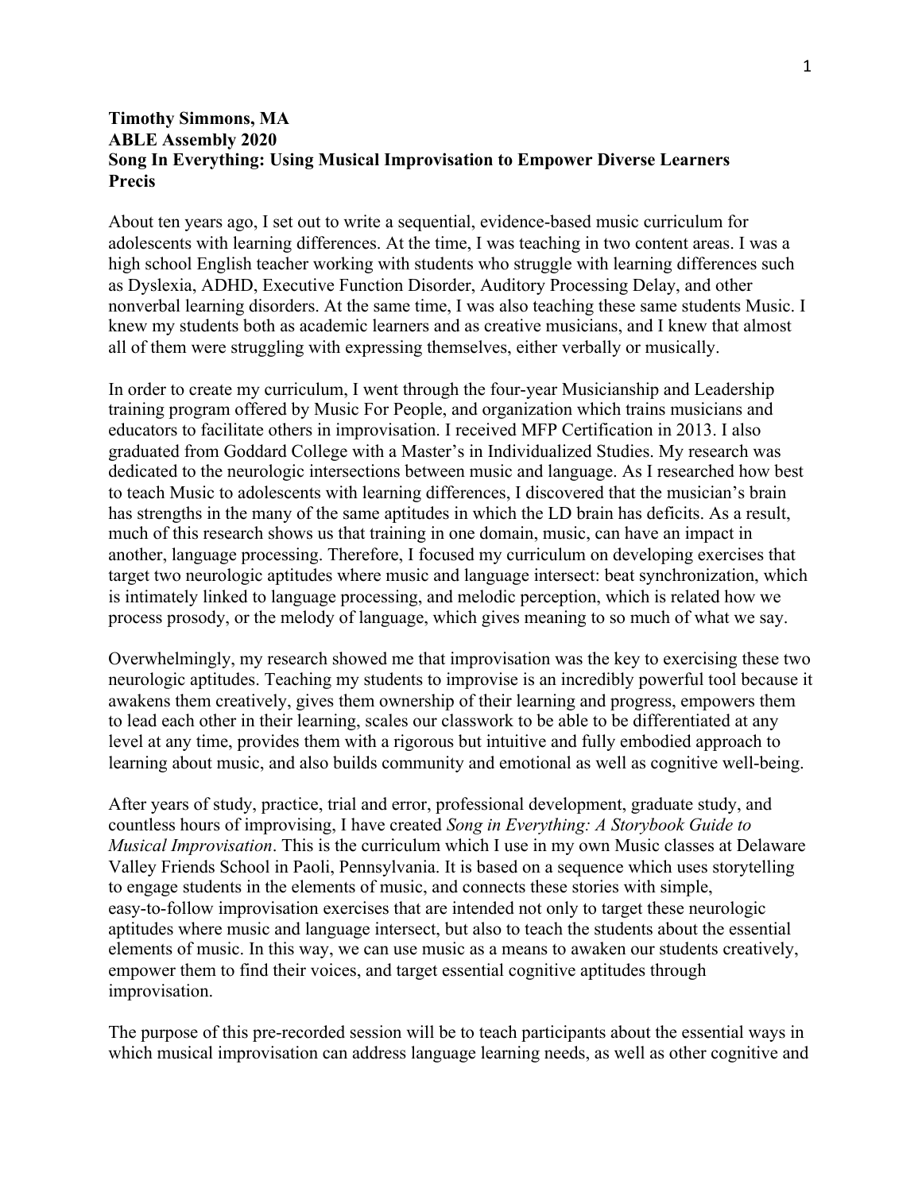**Timothy Simmons, MA**
**ABLE Assembly 2020**
**Song In Everything: Using Musical Improvisation to Empower Diverse Learners**
**Precis**

About ten years ago, I set out to write a sequential, evidence-based music curriculum for adolescents with learning differences. At the time, I was teaching in two content areas. I was a high school English teacher working with students who struggle with learning differences such as Dyslexia, ADHD, Executive Function Disorder, Auditory Processing Delay, and other nonverbal learning disorders. At the same time, I was also teaching these same students Music. I knew my students both as academic learners and as creative musicians, and I knew that almost all of them were struggling with expressing themselves, either verbally or musically.

In order to create my curriculum, I went through the four-year Musicianship and Leadership training program offered by Music For People, and organization which trains musicians and educators to facilitate others in improvisation. I received MFP Certification in 2013. I also graduated from Goddard College with a Master's in Individualized Studies. My research was dedicated to the neurologic intersections between music and language. As I researched how best to teach Music to adolescents with learning differences, I discovered that the musician's brain has strengths in the many of the same aptitudes in which the LD brain has deficits. As a result, much of this research shows us that training in one domain, music, can have an impact in another, language processing. Therefore, I focused my curriculum on developing exercises that target two neurologic aptitudes where music and language intersect: beat synchronization, which is intimately linked to language processing, and melodic perception, which is related how we process prosody, or the melody of language, which gives meaning to so much of what we say.

Overwhelmingly, my research showed me that improvisation was the key to exercising these two neurologic aptitudes. Teaching my students to improvise is an incredibly powerful tool because it awakens them creatively, gives them ownership of their learning and progress, empowers them to lead each other in their learning, scales our classwork to be able to be differentiated at any level at any time, provides them with a rigorous but intuitive and fully embodied approach to learning about music, and also builds community and emotional as well as cognitive well-being.

After years of study, practice, trial and error, professional development, graduate study, and countless hours of improvising, I have created *Song in Everything: A Storybook Guide to Musical Improvisation*. This is the curriculum which I use in my own Music classes at Delaware Valley Friends School in Paoli, Pennsylvania. It is based on a sequence which uses storytelling to engage students in the elements of music, and connects these stories with simple, easy-to-follow improvisation exercises that are intended not only to target these neurologic aptitudes where music and language intersect, but also to teach the students about the essential elements of music. In this way, we can use music as a means to awaken our students creatively, empower them to find their voices, and target essential cognitive aptitudes through improvisation.

The purpose of this pre-recorded session will be to teach participants about the essential ways in which musical improvisation can address language learning needs, as well as other cognitive and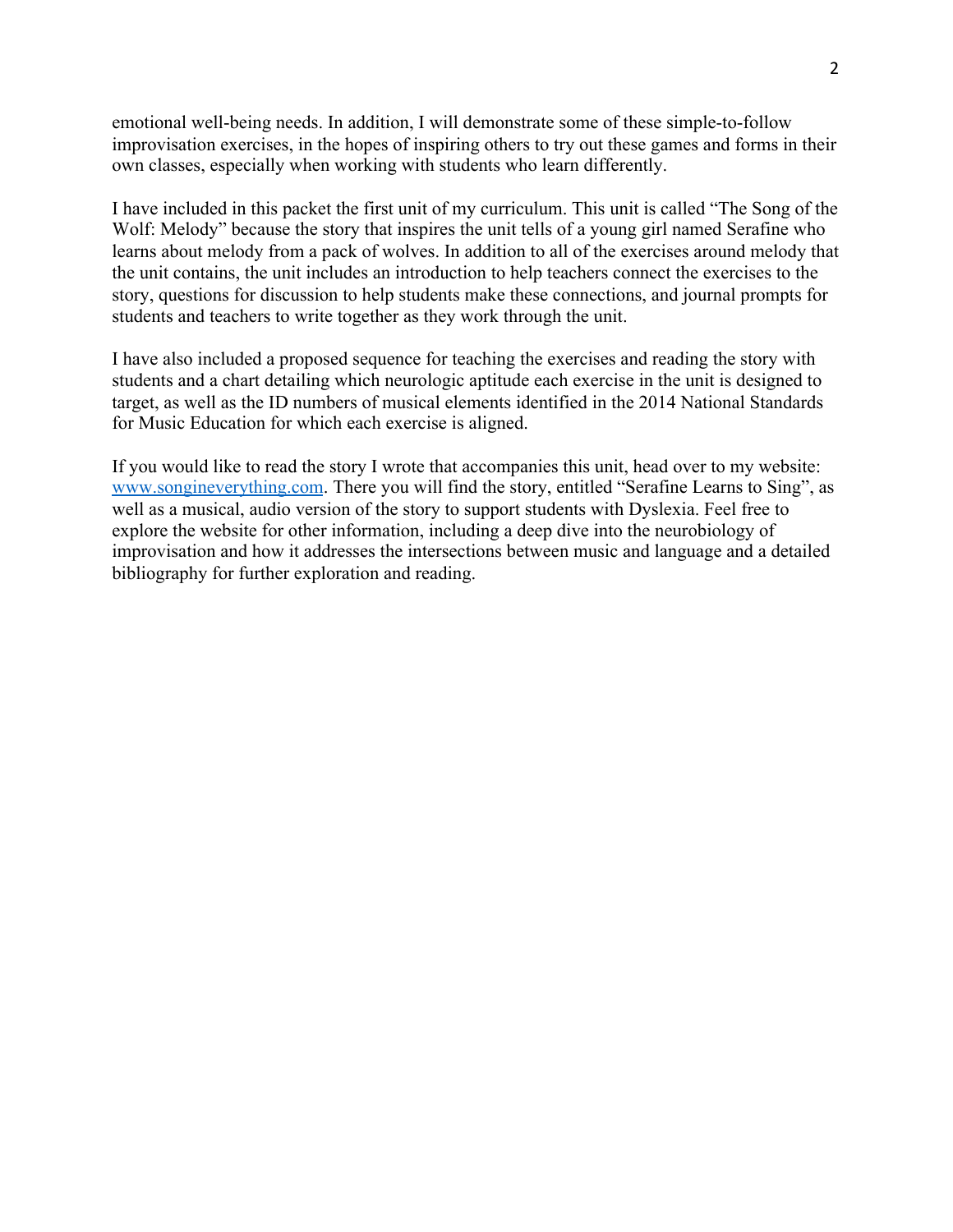emotional well-being needs. In addition, I will demonstrate some of these simple-to-follow improvisation exercises, in the hopes of inspiring others to try out these games and forms in their own classes, especially when working with students who learn differently.

I have included in this packet the first unit of my curriculum. This unit is called "The Song of the Wolf: Melody" because the story that inspires the unit tells of a young girl named Serafine who learns about melody from a pack of wolves. In addition to all of the exercises around melody that the unit contains, the unit includes an introduction to help teachers connect the exercises to the story, questions for discussion to help students make these connections, and journal prompts for students and teachers to write together as they work through the unit.

I have also included a proposed sequence for teaching the exercises and reading the story with students and a chart detailing which neurologic aptitude each exercise in the unit is designed to target, as well as the ID numbers of musical elements identified in the 2014 National Standards for Music Education for which each exercise is aligned.

If you would like to read the story I wrote that accompanies this unit, head over to my website: [www.songineverything.com](www.songineverything.com). There you will find the story, entitled "Serafine Learns to Sing", as well as a musical, audio version of the story to support students with Dyslexia. Feel free to explore the website for other information, including a deep dive into the neurobiology of improvisation and how it addresses the intersections between music and language and a detailed bibliography for further exploration and reading.